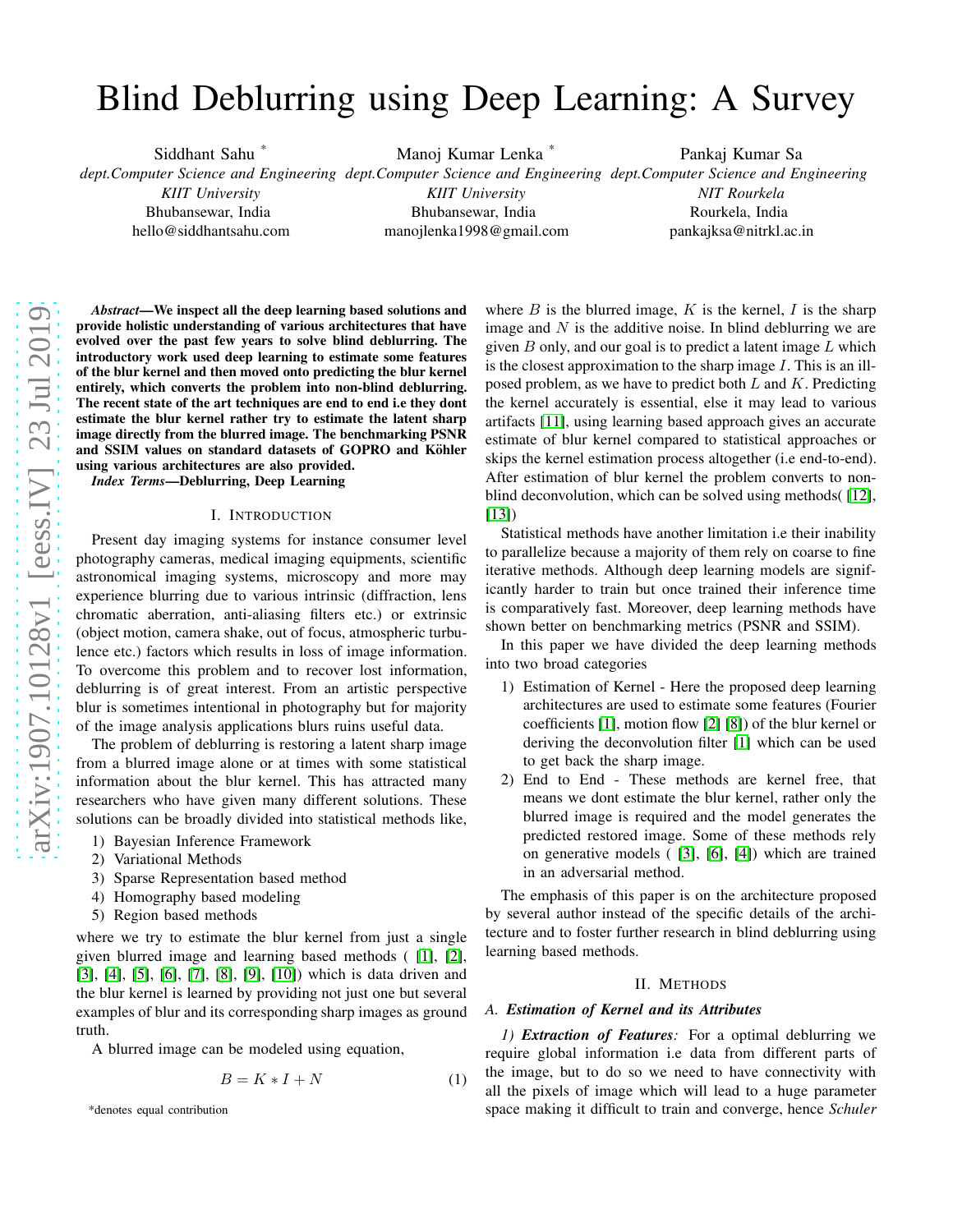# Blind Deblurring using Deep Learning: A Survey

Siddhant Sahu *
*dept.Computer Science and Engineering*
*KIIT University*
Bhubansewar, India
hello@siddhantsahu.com

Manoj Kumar Lenka *
*dept.Computer Science and Engineering*
*KIIT University*
Bhubansewar, India
manojlenka1998@gmail.com

Pankaj Kumar Sa
*dept.Computer Science and Engineering*
*NIT Rourkela*
Rourkela, India
pankajksa@nitrkl.ac.in

***Abstract*—We inspect all the deep learning based solutions and provide holistic understanding of various architectures that have evolved over the past few years to solve blind deblurring. The introductory work used deep learning to estimate some features of the blur kernel and then moved onto predicting the blur kernel entirely, which converts the problem into non-blind deblurring. The recent state of the art techniques are end to end i.e they dont estimate the blur kernel rather try to estimate the latent sharp image directly from the blurred image. The benchmarking PSNR and SSIM values on standard datasets of GOPRO and Köhler using various architectures are also provided.**

***Index Terms*—Deblurring, Deep Learning**

## I. Introduction

Present day imaging systems for instance consumer level photography cameras, medical imaging equipments, scientific astronomical imaging systems, microscopy and more may experience blurring due to various intrinsic (diffraction, lens chromatic aberration, anti-aliasing filters etc.) or extrinsic (object motion, camera shake, out of focus, atmospheric turbulence etc.) factors which results in loss of image information. To overcome this problem and to recover lost information, deblurring is of great interest. From an artistic perspective blur is sometimes intentional in photography but for majority of the image analysis applications blurs ruins useful data.

The problem of deblurring is restoring a latent sharp image from a blurred image alone or at times with some statistical information about the blur kernel. This has attracted many researchers who have given many different solutions. These solutions can be broadly divided into statistical methods like,

1) Bayesian Inference Framework
2) Variational Methods
3) Sparse Representation based method
4) Homography based modeling
5) Region based methods

where we try to estimate the blur kernel from just a single given blurred image and learning based methods ( [1], [2], [3], [4], [5], [6], [7], [8], [9], [10]) which is data driven and the blur kernel is learned by providing not just one but several examples of blur and its corresponding sharp images as ground truth.

A blurred image can be modeled using equation,

$$B = K * I + N \tag{1}$$

where $B$ is the blurred image, $K$ is the kernel, $I$ is the sharp image and $N$ is the additive noise. In blind deblurring we are given $B$ only, and our goal is to predict a latent image $L$ which is the closest approximation to the sharp image $I$. This is an ill-posed problem, as we have to predict both $L$ and $K$. Predicting the kernel accurately is essential, else it may lead to various artifacts [11], using learning based approach gives an accurate estimate of blur kernel compared to statistical approaches or skips the kernel estimation process altogether (i.e end-to-end). After estimation of blur kernel the problem converts to non-blind deconvolution, which can be solved using methods( [12], [13])

Statistical methods have another limitation i.e their inability to parallelize because a majority of them rely on coarse to fine iterative methods. Although deep learning models are significantly harder to train but once trained their inference time is comparatively fast. Moreover, deep learning methods have shown better on benchmarking metrics (PSNR and SSIM).

In this paper we have divided the deep learning methods into two broad categories

1) Estimation of Kernel - Here the proposed deep learning architectures are used to estimate some features (Fourier coefficients [1], motion flow [2] [8]) of the blur kernel or deriving the deconvolution filter [1] which can be used to get back the sharp image.
2) End to End - These methods are kernel free, that means we dont estimate the blur kernel, rather only the blurred image is required and the model generates the predicted restored image. Some of these methods rely on generative models ( [3], [6], [4]) which are trained in an adversarial method.

The emphasis of this paper is on the architecture proposed by several author instead of the specific details of the architecture and to foster further research in blind deblurring using learning based methods.

## II. Methods

### A. *Estimation of Kernel and its Attributes*

*1) **Extraction of Features**:* For a optimal deblurring we require global information i.e data from different parts of the image, but to do so we need to have connectivity with all the pixels of image which will lead to a huge parameter space making it difficult to train and converge, hence *Schuler*

*denotes equal contribution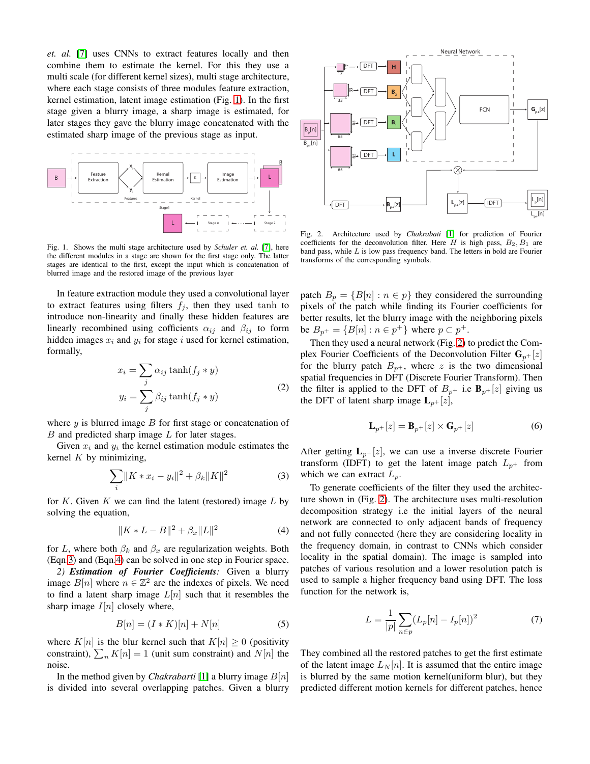*et. al.* [7] uses CNNs to extract features locally and then combine them to estimate the kernel. For this they use a multi scale (for different kernel sizes), multi stage architecture, where each stage consists of three modules feature extraction, kernel estimation, latent image estimation (Fig. 1). In the first stage given a blurry image, a sharp image is estimated, for later stages they gave the blurry image concatenated with the estimated sharp image of the previous stage as input.

Fig. 1. Shows the multi stage architecture used by *Schuler et. al.* [7], here the different modules in a stage are shown for the first stage only. The latter stages are identical to the first, except the input which is concatenation of blurred image and the restored image of the previous layer

In feature extraction module they used a convolutional layer to extract features using filters $f_j$, then they used $\tanh$ to introduce non-linearity and finally these hidden features are linearly recombined using cofficients $\alpha_{ij}$ and $\beta_{ij}$ to form hidden images $x_i$ and $y_i$ for stage $i$ used for kernel estimation, formally,

$$x_i = \sum_j \alpha_{ij} \tanh(f_j * y)$$
$$y_i = \sum_j \beta_{ij} \tanh(f_j * y) \tag{2}$$

where $y$ is blurred image $B$ for first stage or concatenation of $B$ and predicted sharp image $L$ for later stages.

Given $x_i$ and $y_i$ the kernel estimation module estimates the kernel $K$ by minimizing,

$$\sum_i \|K * x_i - y_i\|^2 + \beta_k \|K\|^2 \tag{3}$$

for $K$. Given $K$ we can find the latent (restored) image $L$ by solving the equation,

$$\|K * L - B\|^2 + \beta_x \|L\|^2 \tag{4}$$

for $L$, where both $\beta_k$ and $\beta_x$ are regularization weights. Both (Eqn.3) and (Eqn.4) can be solved in one step in Fourier space.

*2) **Estimation of Fourier Coefficients**:* Given a blurry image $B[n]$ where $n \in \mathbb{Z}^2$ are the indexes of pixels. We need to find a latent sharp image $L[n]$ such that it resembles the sharp image $I[n]$ closely where,

$$B[n] = (I * K)[n] + N[n] \tag{5}$$

where $K[n]$ is the blur kernel such that $K[n] \geq 0$ (positivity constraint), $\sum_n K[n] = 1$ (unit sum constraint) and $N[n]$ the noise.

In the method given by *Chakrabarti* [1] a blurry image $B[n]$ is divided into several overlapping patches. Given a blurry patch $B_p = \{B[n] : n \in p\}$ they considered the surrounding pixels of the patch while finding its Fourier coefficients for better results, let the blurry image with the neighboring pixels be $B_{p^+} = \{B[n] : n \in p^+\}$ where $p \subset p^+$.

Then they used a neural network (Fig. 2) to predict the Complex Fourier Coefficients of the Deconvolution Filter $\mathbf{G}_{p^+}[z]$ for the blurry patch $B_{p^+}$, where $z$ is the two dimensional spatial frequencies in DFT (Discrete Fourier Transform). Then the filter is applied to the DFT of $B_{p^+}$ i.e $\mathbf{B}_{p^+}[z]$ giving us the DFT of latent sharp image $\mathbf{L}_{p^+}[z]$,

$$\mathbf{L}_{p^+}[z] = \mathbf{B}_{p^+}[z] \times \mathbf{G}_{p^+}[z] \tag{6}$$

Fig. 2. Architecture used by *Chakrabati* [1] for prediction of Fourier coefficients for the deconvolution filter. Here $H$ is high pass, $B_2, B_1$ are band pass, while $L$ is low pass frequency band. The letters in bold are Fourier transforms of the corresponding symbols.

After getting $\mathbf{L}_{p^+}[z]$, we can use a inverse discrete Fourier transform (IDFT) to get the latent image patch $L_{p^+}$ from which we can extract $L_p$.

To generate coefficients of the filter they used the architecture shown in (Fig. 2). The architecture uses multi-resolution decomposition strategy i.e the initial layers of the neural network are connected to only adjacent bands of frequency and not fully connected (here they are considering locality in the frequency domain, in contrast to CNNs which consider locality in the spatial domain). The image is sampled into patches of various resolution and a lower resolution patch is used to sample a higher frequency band using DFT. The loss function for the network is,

$$L = \frac{1}{|p|} \sum_{n \in p} (L_p[n] - I_p[n])^2 \tag{7}$$

They combined all the restored patches to get the first estimate of the latent image $L_N[n]$. It is assumed that the entire image is blurred by the same motion kernel(uniform blur), but they predicted different motion kernels for different patches, hence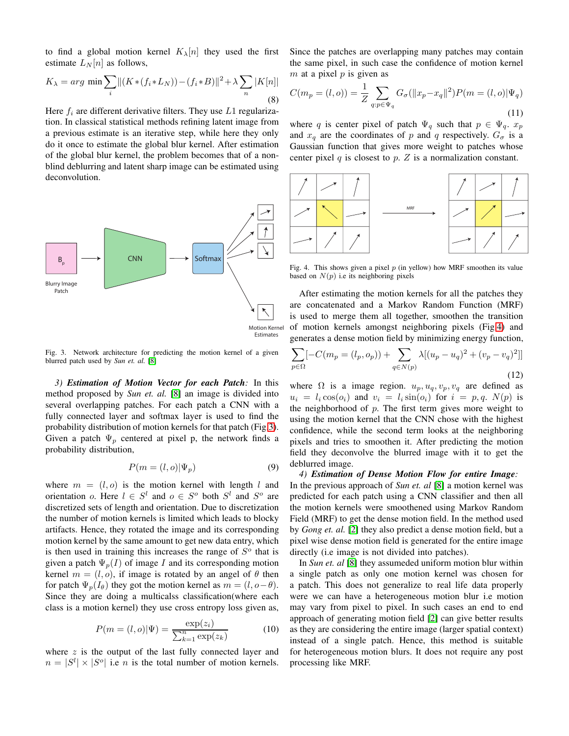to find a global motion kernel $K_\lambda[n]$ they used the first estimate $L_N[n]$ as follows,

$$K_\lambda = arg\ \min \sum_i \|(K*(f_i*L_N)) - (f_i*B)\|^2 + \lambda \sum_n |K[n]| \tag{8}$$

Here $f_i$ are different derivative filters. They use $L1$ regularization. In classical statistical methods refining latent image from a previous estimate is an iterative step, while here they only do it once to estimate the global blur kernel. After estimation of the global blur kernel, the problem becomes that of a non-blind deblurring and latent sharp image can be estimated using deconvolution.

Fig. 3. Network architecture for predicting the motion kernel of a given blurred patch used by *Sun et. al.* [8]

*3) **Estimation of Motion Vector for each Patch**:* In this method proposed by *Sun et. al.* [8] an image is divided into several overlapping patches. For each patch a CNN with a fully connected layer and softmax layer is used to predict the probability distribution of motion kernels for that patch (Fig 3). Given a patch $\Psi_p$ centered at pixel p, the network finds a probability distribution,

$$P(m = (l, o)|\Psi_p) \tag{9}$$

where $m = (l, o)$ is the motion kernel with length $l$ and orientation $o$. Here $l \in S^l$ and $o \in S^o$ both $S^l$ and $S^o$ are discretized sets of length and orientation. Due to discretization the number of motion kernels is limited which leads to blocky artifacts. Hence, they rotated the image and its corresponding motion kernel by the same amount to get new data entry, which is then used in training this increases the range of $S^o$ that is given a patch $\Psi_p(I)$ of image $I$ and its corresponding motion kernel $m = (l, o)$, if image is rotated by an angel of $\theta$ then for patch $\Psi_p(I_\theta)$ they got the motion kernel as $m = (l, o-\theta)$. Since they are doing a multicalss classification(where each class is a motion kernel) they use cross entropy loss given as,

$$P(m = (l, o)|\Psi) = \frac{\exp(z_i)}{\sum_{k=1}^{n} \exp(z_k)} \tag{10}$$

where $z$ is the output of the last fully connected layer and $n = |S^l| \times |S^o|$ i.e $n$ is the total number of motion kernels. Since the patches are overlapping many patches may contain the same pixel, in such case the confidence of motion kernel $m$ at a pixel $p$ is given as

$$C(m_p = (l, o)) = \frac{1}{Z} \sum_{q:p\in\Psi_q} G_\sigma(\|x_p - x_q\|^2) P(m = (l, o)|\Psi_q) \tag{11}$$

where $q$ is center pixel of patch $\Psi_q$ such that $p \in \Psi_q$. $x_p$ and $x_q$ are the coordinates of $p$ and $q$ respectively. $G_\sigma$ is a Gaussian function that gives more weight to patches whose center pixel $q$ is closest to $p$. $Z$ is a normalization constant.

Fig. 4. This shows given a pixel $p$ (in yellow) how MRF smoothen its value based on $N(p)$ i.e its neighboring pixels

After estimating the motion kernels for all the patches they are concatenated and a Markov Random Function (MRF) is used to merge them all together, smoothen the transition of motion kernels amongst neighboring pixels (Fig 4) and generates a dense motion field by minimizing energy function,

$$\sum_{p\in\Omega} [-C(m_p = (l_p, o_p)) + \sum_{q\in N(p)} \lambda[(u_p - u_q)^2 + (v_p - v_q)^2]] \tag{12}$$

where $\Omega$ is a image region. $u_p, u_q, v_p, v_q$ are defined as $u_i = l_i \cos(o_i)$ and $v_i = l_i \sin(o_i)$ for $i = p, q$. $N(p)$ is the neighborhood of $p$. The first term gives more weight to using the motion kernel that the CNN chose with the highest confidence, while the second term looks at the neighboring pixels and tries to smoothen it. After predicting the motion field they deconvolve the blurred image with it to get the deblurred image.

*4) **Estimation of Dense Motion Flow for entire Image**:* In the previous approach of *Sun et. al* [8] a motion kernel was predicted for each patch using a CNN classifier and then all the motion kernels were smoothened using Markov Random Field (MRF) to get the dense motion field. In the method used by *Gong et. al.* [2] they also predict a dense motion field, but a pixel wise dense motion field is generated for the entire image directly (i.e image is not divided into patches).

In *Sun et. al* [8] they assumeded uniform motion blur within a single patch as only one motion kernel was chosen for a patch. This does not generalize to real life data properly were we can have a heterogeneous motion blur i.e motion may vary from pixel to pixel. In such cases an end to end approach of generating motion field [2] can give better results as they are considering the entire image (larger spatial context) instead of a single patch. Hence, this method is suitable for heterogeneous motion blurs. It does not require any post processing like MRF.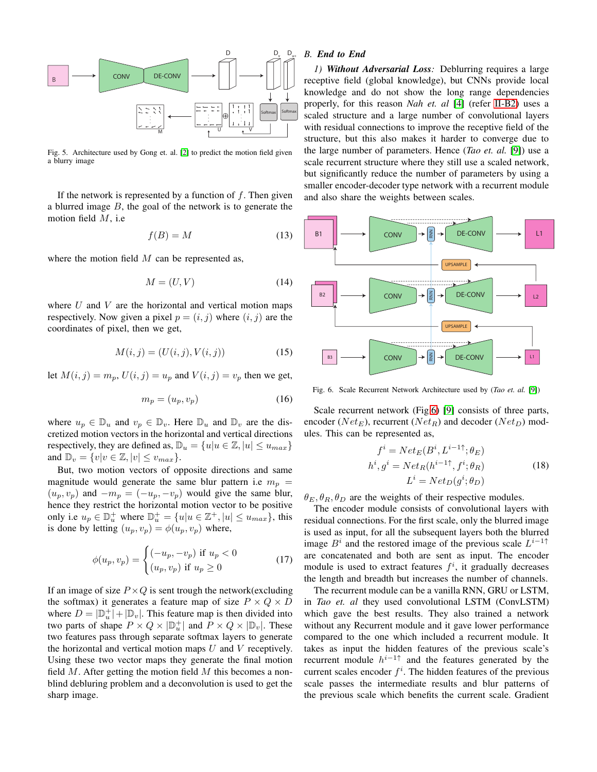Fig. 5. Architecture used by Gong et. al. [2] to predict the motion field given a blurry image

If the network is represented by a function of $f$. Then given a blurred image $B$, the goal of the network is to generate the motion field $M$, i.e

$$f(B) = M \tag{13}$$

where the motion field $M$ can be represented as,

$$M = (U, V) \tag{14}$$

where $U$ and $V$ are the horizontal and vertical motion maps respectively. Now given a pixel $p = (i, j)$ where $(i, j)$ are the coordinates of pixel, then we get,

$$M(i, j) = (U(i, j), V(i, j)) \tag{15}$$

let $M(i, j) = m_p$, $U(i, j) = u_p$ and $V(i, j) = v_p$ then we get,

$$m_p = (u_p, v_p) \tag{16}$$

where $u_p \in \mathbb{D}_u$ and $v_p \in \mathbb{D}_v$. Here $\mathbb{D}_u$ and $\mathbb{D}_v$ are the discretized motion vectors in the horizontal and vertical directions respectively, they are defined as, $\mathbb{D}_u = \{u | u \in \mathbb{Z}, |u| \leq u_{max}\}$ and $\mathbb{D}_v = \{v | v \in \mathbb{Z}, |v| \leq v_{max}\}$.

But, two motion vectors of opposite directions and same magnitude would generate the same blur pattern i.e $m_p = (u_p, v_p)$ and $-m_p = (-u_p, -v_p)$ would give the same blur, hence they restrict the horizontal motion vector to be positive only i.e $u_p \in \mathbb{D}_u^+$ where $\mathbb{D}_u^+ = \{u | u \in \mathbb{Z}^+, |u| \leq u_{max}\}$, this is done by letting $(u_p, v_p) = \phi(u_p, v_p)$ where,

$$\phi(u_p, v_p) = \begin{cases} (-u_p, -v_p) \text{ if } u_p < 0 \\ (u_p, v_p) \text{ if } u_p \geq 0 \end{cases} \tag{17}$$

If an image of size $P \times Q$ is sent trough the network(excluding the softmax) it generates a feature map of size $P \times Q \times D$ where $D = |\mathbb{D}_u^+| + |\mathbb{D}_v|$. This feature map is then divided into two parts of shape $P \times Q \times |\mathbb{D}_u^+|$ and $P \times Q \times |\mathbb{D}_v|$. These two features pass through separate softmax layers to generate the horizontal and vertical motion maps $U$ and $V$ receptively. Using these two vector maps they generate the final motion field $M$. After getting the motion field $M$ this becomes a non-blind debluring problem and a deconvolution is used to get the sharp image.

## B. *End to End*

*1) **Without Adversarial Loss**:* Deblurring requires a large receptive field (global knowledge), but CNNs provide local knowledge and do not show the long range dependencies properly, for this reason *Nah et. al* [4] (refer II-B2) uses a scaled structure and a large number of convolutional layers with residual connections to improve the receptive field of the structure, but this also makes it harder to converge due to the large number of parameters. Hence (*Tao et. al.* [9]) use a scale recurrent structure where they still use a scaled network, but significantly reduce the number of parameters by using a smaller encoder-decoder type network with a recurrent module and also share the weights between scales.

Fig. 6. Scale Recurrent Network Architecture used by (*Tao et. al.* [9])

Scale recurrent network (Fig 6) [9] consists of three parts, encoder ($Net_E$), recurrent ($Net_R$) and decoder ($Net_D$) modules. This can be represented as,

$$\begin{aligned} f^i &= Net_E(B^i, L^{i-1\uparrow}; \theta_E) \\ h^i, g^i &= Net_R(h^{i-1\uparrow}, f^i; \theta_R) \\ L^i &= Net_D(g^i; \theta_D) \end{aligned} \tag{18}$$

$\theta_E, \theta_R, \theta_D$ are the weights of their respective modules.

The encoder module consists of convolutional layers with residual connections. For the first scale, only the blurred image is used as input, for all the subsequent layers both the blurred image $B^i$ and the restored image of the previous scale $L^{i-1\uparrow}$ are concatenated and both are sent as input. The encoder module is used to extract features $f^i$, it gradually decreases the length and breadth but increases the number of channels.

The recurrent module can be a vanilla RNN, GRU or LSTM, in *Tao et. al* they used convolutional LSTM (ConvLSTM) which gave the best results. They also trained a network without any Recurrent module and it gave lower performance compared to the one which included a recurrent module. It takes as input the hidden features of the previous scale's recurrent module $h^{i-1\uparrow}$ and the features generated by the current scales encoder $f^i$. The hidden features of the previous scale passes the intermediate results and blur patterns of the previous scale which benefits the current scale. Gradient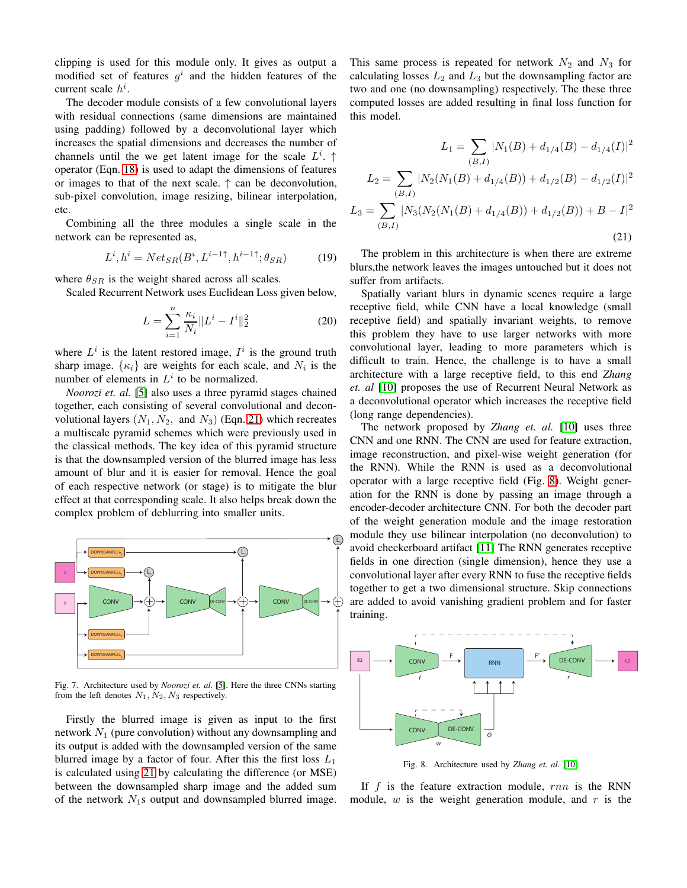clipping is used for this module only. It gives as output a modified set of features $g^i$ and the hidden features of the current scale $h^i$.

The decoder module consists of a few convolutional layers with residual connections (same dimensions are maintained using padding) followed by a deconvolutional layer which increases the spatial dimensions and decreases the number of channels until the we get latent image for the scale $L^i$. $\uparrow$ operator (Eqn. 18) is used to adapt the dimensions of features or images to that of the next scale. $\uparrow$ can be deconvolution, sub-pixel convolution, image resizing, bilinear interpolation, etc.

Combining all the three modules a single scale in the network can be represented as,

$$L^i, h^i = Net_{SR}(B^i, L^{i-1\uparrow}, h^{i-1\uparrow}; \theta_{SR}) \tag{19}$$

where $\theta_{SR}$ is the weight shared across all scales.

Scaled Recurrent Network uses Euclidean Loss given below,

$$L = \sum_{i=1}^{n} \frac{\kappa_i}{N_i} \| L^i - I^i \|_2^2 \tag{20}$$

where $L^i$ is the latent restored image, $I^i$ is the ground truth sharp image. $\{\kappa_i\}$ are weights for each scale, and $N_i$ is the number of elements in $L^i$ to be normalized.

*Noorozi et. al.* [5] also uses a three pyramid stages chained together, each consisting of several convolutional and deconvolutional layers ($N_1, N_2,$ and $N_3$) (Eqn. 21) which recreates a multiscale pyramid schemes which were previously used in the classical methods. The key idea of this pyramid structure is that the downsampled version of the blurred image has less amount of blur and it is easier for removal. Hence the goal of each respective network (or stage) is to mitigate the blur effect at that corresponding scale. It also helps break down the complex problem of deblurring into smaller units.

Fig. 7. Architecture used by *Noorozi et. al.* [5]. Here the three CNNs starting from the left denotes $N_1, N_2, N_3$ respectively.

Firstly the blurred image is given as input to the first network $N_1$ (pure convolution) without any downsampling and its output is added with the downsampled version of the same blurred image by a factor of four. After this the first loss $L_1$ is calculated using 21 by calculating the difference (or MSE) between the downsampled sharp image and the added sum of the network $N_1$s output and downsampled blurred image. This same process is repeated for network $N_2$ and $N_3$ for calculating losses $L_2$ and $L_3$ but the downsampling factor are two and one (no downsampling) respectively. The these three computed losses are added resulting in final loss function for this model.

$$\begin{aligned}
L_1 &= \sum_{(B,I)} |N_1(B) + d_{1/4}(B) - d_{1/4}(I)|^2 \\
L_2 &= \sum_{(B,I)} |N_2(N_1(B) + d_{1/4}(B)) + d_{1/2}(B) - d_{1/2}(I)|^2 \\
L_3 &= \sum_{(B,I)} |N_3(N_2(N_1(B) + d_{1/4}(B)) + d_{1/2}(B)) + B - I|^2
\end{aligned} \tag{21}$$

The problem in this architecture is when there are extreme blurs,the network leaves the images untouched but it does not suffer from artifacts.

Spatially variant blurs in dynamic scenes require a large receptive field, while CNN have a local knowledge (small receptive field) and spatially invariant weights, to remove this problem they have to use larger networks with more convolutional layer, leading to more parameters which is difficult to train. Hence, the challenge is to have a small architecture with a large receptive field, to this end *Zhang et. al* [10] proposes the use of Recurrent Neural Network as a deconvolutional operator which increases the receptive field (long range dependencies).

The network proposed by *Zhang et. al.* [10] uses three CNN and one RNN. The CNN are used for feature extraction, image reconstruction, and pixel-wise weight generation (for the RNN). While the RNN is used as a deconvolutional operator with a large receptive field (Fig. 8). Weight generation for the RNN is done by passing an image through a encoder-decoder architecture CNN. For both the decoder part of the weight generation module and the image restoration module they use bilinear interpolation (no deconvolution) to avoid checkerboard artifact [11] The RNN generates receptive fields in one direction (single dimension), hence they use a convolutional layer after every RNN to fuse the receptive fields together to get a two dimensional structure. Skip connections are added to avoid vanishing gradient problem and for faster training.

Fig. 8. Architecture used by *Zhang et. al.* [10]

If $f$ is the feature extraction module, $rnn$ is the RNN module, $w$ is the weight generation module, and $r$ is the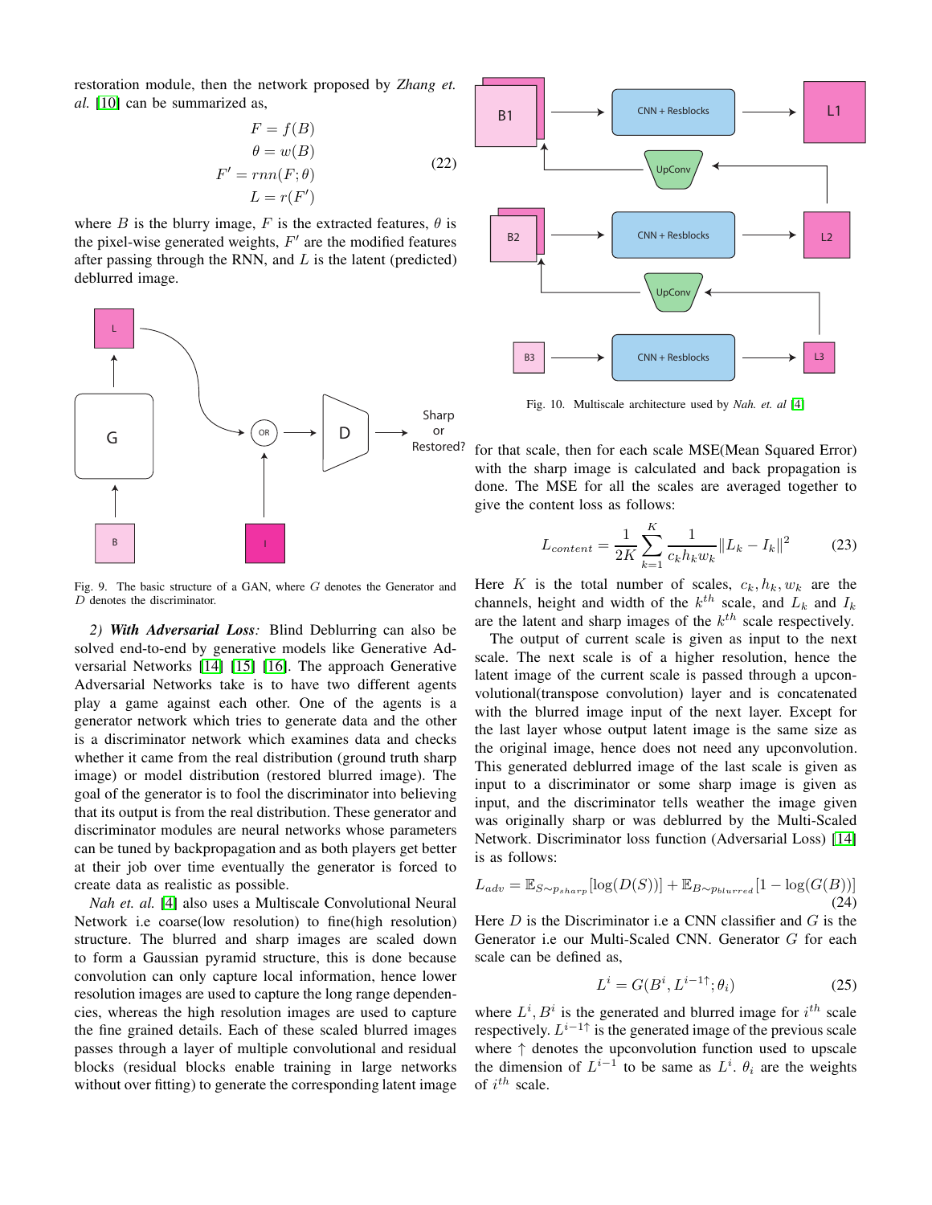restoration module, then the network proposed by *Zhang et. al.* [10] can be summarized as,

$$
\begin{aligned}
F &= f(B) \\
\theta &= w(B) \\
F' &= rnn(F;\theta) \\
L &= r(F')
\end{aligned} \tag{22}
$$

where $B$ is the blurry image, $F$ is the extracted features, $\theta$ is the pixel-wise generated weights, $F'$ are the modified features after passing through the RNN, and $L$ is the latent (predicted) deblurred image.

Fig. 9. The basic structure of a GAN, where $G$ denotes the Generator and $D$ denotes the discriminator.

*2) **With Adversarial Loss**:* Blind Deblurring can also be solved end-to-end by generative models like Generative Adversarial Networks [14] [15] [16]. The approach Generative Adversarial Networks take is to have two different agents play a game against each other. One of the agents is a generator network which tries to generate data and the other is a discriminator network which examines data and checks whether it came from the real distribution (ground truth sharp image) or model distribution (restored blurred image). The goal of the generator is to fool the discriminator into believing that its output is from the real distribution. These generator and discriminator modules are neural networks whose parameters can be tuned by backpropagation and as both players get better at their job over time eventually the generator is forced to create data as realistic as possible.

*Nah et. al.* [4] also uses a Multiscale Convolutional Neural Network i.e coarse(low resolution) to fine(high resolution) structure. The blurred and sharp images are scaled down to form a Gaussian pyramid structure, this is done because convolution can only capture local information, hence lower resolution images are used to capture the long range dependencies, whereas the high resolution images are used to capture the fine grained details. Each of these scaled blurred images passes through a layer of multiple convolutional and residual blocks (residual blocks enable training in large networks without over fitting) to generate the corresponding latent image for that scale, then for each scale MSE(Mean Squared Error) with the sharp image is calculated and back propagation is done. The MSE for all the scales are averaged together to give the content loss as follows:

Fig. 10. Multiscale architecture used by *Nah. et. al* [4]

$$
L_{content} = \frac{1}{2K}\sum_{k=1}^{K}\frac{1}{c_k h_k w_k}\|L_k - I_k\|^2 \tag{23}
$$

Here $K$ is the total number of scales, $c_k, h_k, w_k$ are the channels, height and width of the $k^{th}$ scale, and $L_k$ and $I_k$ are the latent and sharp images of the $k^{th}$ scale respectively.

The output of current scale is given as input to the next scale. The next scale is of a higher resolution, hence the latent image of the current scale is passed through a upconvolutional(transpose convolution) layer and is concatenated with the blurred image input of the next layer. Except for the last layer whose output latent image is the same size as the original image, hence does not need any upconvolution. This generated deblurred image of the last scale is given as input to a discriminator or some sharp image is given as input, and the discriminator tells weather the image given was originally sharp or was deblurred by the Multi-Scaled Network. Discriminator loss function (Adversarial Loss) [14] is as follows:

$$
L_{adv} = \mathbb{E}_{S\sim p_{sharp}}[\log(D(S))] + \mathbb{E}_{B\sim p_{blurred}}[1 - \log(G(B))] \tag{24}
$$

Here $D$ is the Discriminator i.e a CNN classifier and $G$ is the Generator i.e our Multi-Scaled CNN. Generator $G$ for each scale can be defined as,

$$
L^i = G(B^i, L^{i-1\uparrow}; \theta_i) \tag{25}
$$

where $L^i, B^i$ is the generated and blurred image for $i^{th}$ scale respectively. $L^{i-1\uparrow}$ is the generated image of the previous scale where $\uparrow$ denotes the upconvolution function used to upscale the dimension of $L^{i-1}$ to be same as $L^i$. $\theta_i$ are the weights of $i^{th}$ scale.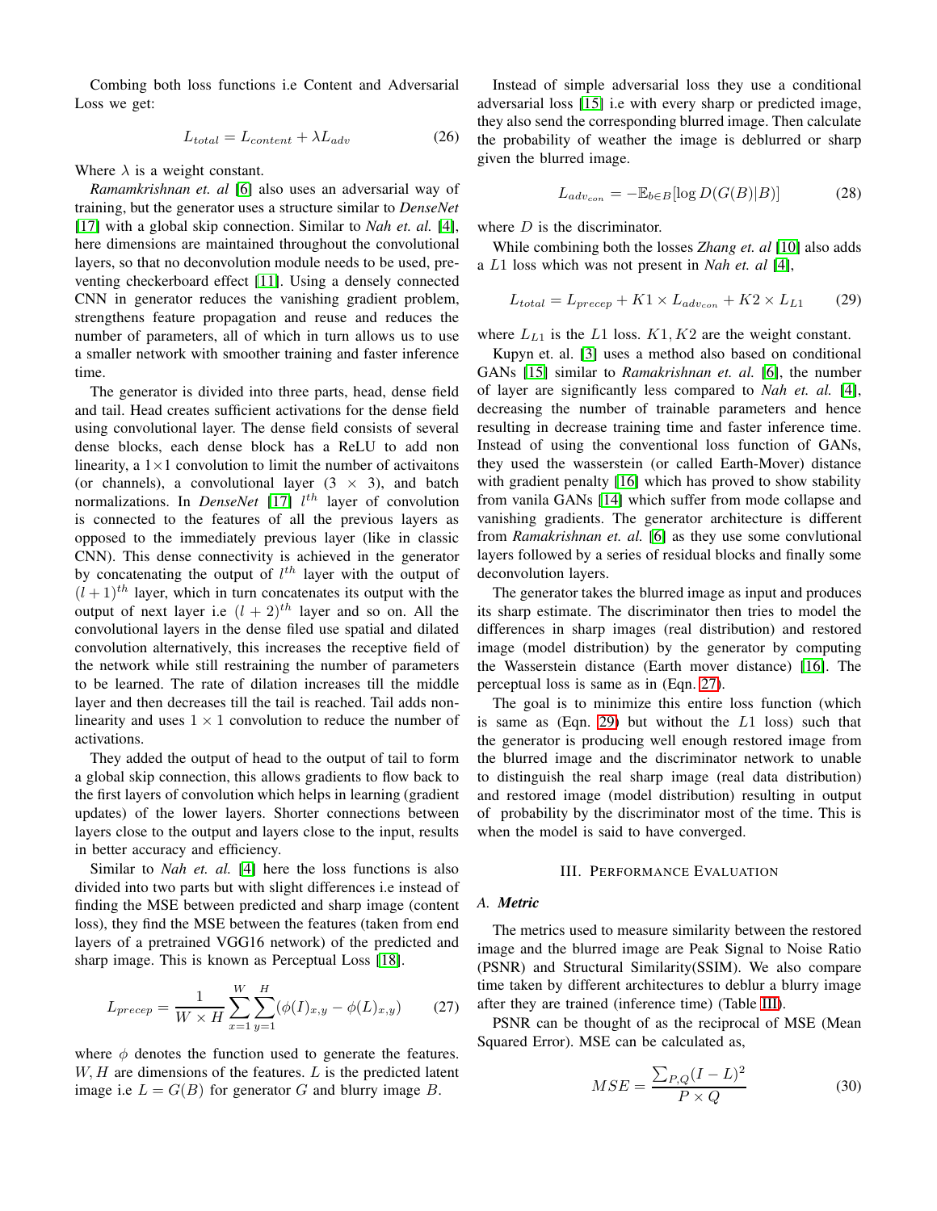Combing both loss functions i.e Content and Adversarial Loss we get:

$$L_{total} = L_{content} + \lambda L_{adv} \tag{26}$$

Where $\lambda$ is a weight constant.

*Ramamkrishnan et. al* [6] also uses an adversarial way of training, but the generator uses a structure similar to *DenseNet* [17] with a global skip connection. Similar to *Nah et. al.* [4], here dimensions are maintained throughout the convolutional layers, so that no deconvolution module needs to be used, preventing checkerboard effect [11]. Using a densely connected CNN in generator reduces the vanishing gradient problem, strengthens feature propagation and reuse and reduces the number of parameters, all of which in turn allows us to use a smaller network with smoother training and faster inference time.

The generator is divided into three parts, head, dense field and tail. Head creates sufficient activations for the dense field using convolutional layer. The dense field consists of several dense blocks, each dense block has a ReLU to add non linearity, a $1\times1$ convolution to limit the number of activaitons (or channels), a convolutional layer ($3 \times 3$), and batch normalizations. In *DenseNet* [17] $l^{th}$ layer of convolution is connected to the features of all the previous layers as opposed to the immediately previous layer (like in classic CNN). This dense connectivity is achieved in the generator by concatenating the output of $l^{th}$ layer with the output of $(l+1)^{th}$ layer, which in turn concatenates its output with the output of next layer i.e $(l+2)^{th}$ layer and so on. All the convolutional layers in the dense filed use spatial and dilated convolution alternatively, this increases the receptive field of the network while still restraining the number of parameters to be learned. The rate of dilation increases till the middle layer and then decreases till the tail is reached. Tail adds non-linearity and uses $1 \times 1$ convolution to reduce the number of activations.

They added the output of head to the output of tail to form a global skip connection, this allows gradients to flow back to the first layers of convolution which helps in learning (gradient updates) of the lower layers. Shorter connections between layers close to the output and layers close to the input, results in better accuracy and efficiency.

Similar to *Nah et. al.* [4] here the loss functions is also divided into two parts but with slight differences i.e instead of finding the MSE between predicted and sharp image (content loss), they find the MSE between the features (taken from end layers of a pretrained VGG16 network) of the predicted and sharp image. This is known as Perceptual Loss [18].

$$L_{precep} = \frac{1}{W \times H} \sum_{x=1}^{W} \sum_{y=1}^{H} (\phi(I)_{x,y} - \phi(L)_{x,y}) \tag{27}$$

where $\phi$ denotes the function used to generate the features. $W, H$ are dimensions of the features. $L$ is the predicted latent image i.e $L = G(B)$ for generator $G$ and blurry image $B$.

Instead of simple adversarial loss they use a conditional adversarial loss [15] i.e with every sharp or predicted image, they also send the corresponding blurred image. Then calculate the probability of weather the image is deblurred or sharp given the blurred image.

$$L_{adv_{con}} = -\mathbb{E}_{b \in B}[\log D(G(B)|B)] \tag{28}$$

where $D$ is the discriminator.

While combining both the losses *Zhang et. al* [10] also adds a $L1$ loss which was not present in *Nah et. al* [4],

$$L_{total} = L_{precep} + K1 \times L_{adv_{con}} + K2 \times L_{L1} \tag{29}$$

where $L_{L1}$ is the $L1$ loss. $K1, K2$ are the weight constant.

Kupyn et. al. [3] uses a method also based on conditional GANs [15] similar to *Ramakrishnan et. al.* [6], the number of layer are significantly less compared to *Nah et. al.* [4], decreasing the number of trainable parameters and hence resulting in decrease training time and faster inference time. Instead of using the conventional loss function of GANs, they used the wasserstein (or called Earth-Mover) distance with gradient penalty [16] which has proved to show stability from vanila GANs [14] which suffer from mode collapse and vanishing gradients. The generator architecture is different from *Ramakrishnan et. al.* [6] as they use some convlutional layers followed by a series of residual blocks and finally some deconvolution layers.

The generator takes the blurred image as input and produces its sharp estimate. The discriminator then tries to model the differences in sharp images (real distribution) and restored image (model distribution) by the generator by computing the Wasserstein distance (Earth mover distance) [16]. The perceptual loss is same as in (Eqn. 27).

The goal is to minimize this entire loss function (which is same as (Eqn. 29) but without the $L1$ loss) such that the generator is producing well enough restored image from the blurred image and the discriminator network to unable to distinguish the real sharp image (real data distribution) and restored image (model distribution) resulting in output of probability by the discriminator most of the time. This is when the model is said to have converged.

## III. Performance Evaluation

### A. *Metric*

The metrics used to measure similarity between the restored image and the blurred image are Peak Signal to Noise Ratio (PSNR) and Structural Similarity(SSIM). We also compare time taken by different architectures to deblur a blurry image after they are trained (inference time) (Table III).

PSNR can be thought of as the reciprocal of MSE (Mean Squared Error). MSE can be calculated as,

$$MSE = \frac{\sum_{P,Q}(I - L)^2}{P \times Q} \tag{30}$$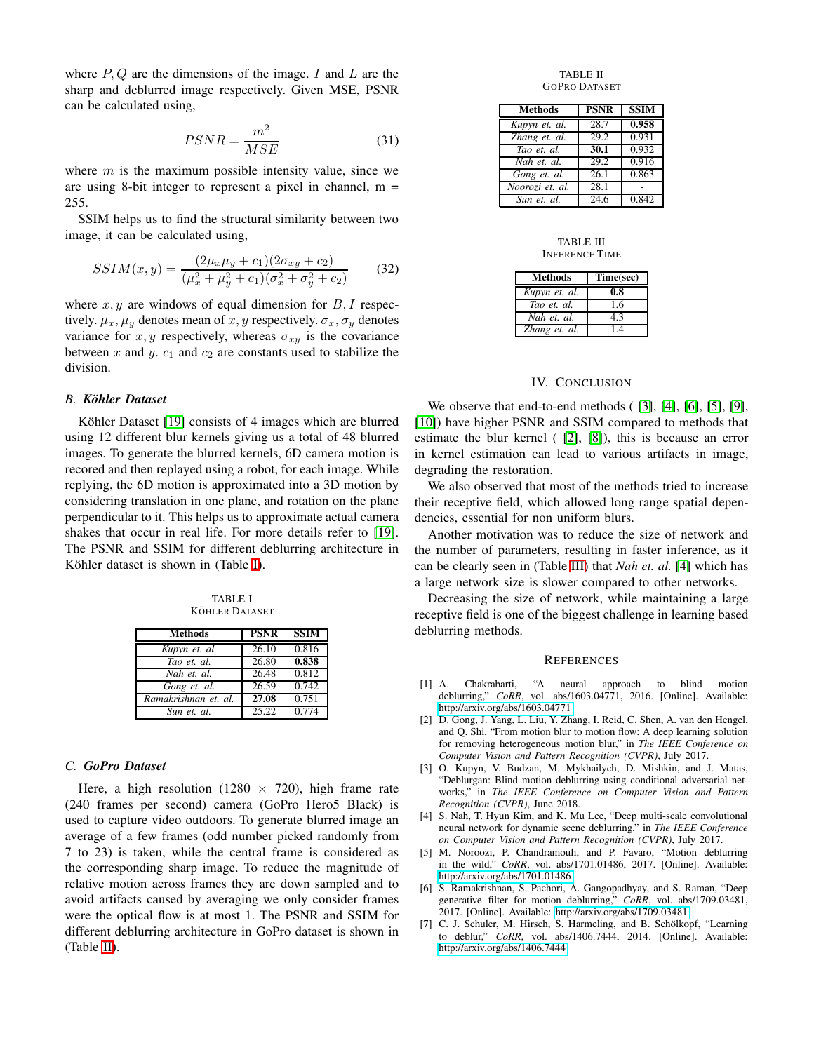where $P, Q$ are the dimensions of the image. $I$ and $L$ are the sharp and deblurred image respectively. Given MSE, PSNR can be calculated using,

$$PSNR = \frac{m^2}{MSE} \tag{31}$$

where $m$ is the maximum possible intensity value, since we are using 8-bit integer to represent a pixel in channel, m = 255.

SSIM helps us to find the structural similarity between two image, it can be calculated using,

$$SSIM(x, y) = \frac{(2\mu_x\mu_y + c_1)(2\sigma_{xy} + c_2)}{(\mu_x^2 + \mu_y^2 + c_1)(\sigma_x^2 + \sigma_y^2 + c_2)} \tag{32}$$

where $x, y$ are windows of equal dimension for $B, I$ respectively. $\mu_x, \mu_y$ denotes mean of $x, y$ respectively. $\sigma_x, \sigma_y$ denotes variance for $x, y$ respectively, whereas $\sigma_{xy}$ is the covariance between $x$ and $y$. $c_1$ and $c_2$ are constants used to stabilize the division.

### B. *Köhler Dataset*

Köhler Dataset [19] consists of 4 images which are blurred using 12 different blur kernels giving us a total of 48 blurred images. To generate the blurred kernels, 6D camera motion is recored and then replayed using a robot, for each image. While replying, the 6D motion is approximated into a 3D motion by considering translation in one plane, and rotation on the plane perpendicular to it. This helps us to approximate actual camera shakes that occur in real life. For more details refer to [19]. The PSNR and SSIM for different deblurring architecture in Köhler dataset is shown in (Table I).

TABLE I
KÖHLER DATASET

| Methods | PSNR | SSIM |
|---|---|---|
| *Kupyn et. al.* | 26.10 | 0.816 |
| *Tao et. al.* | 26.80 | **0.838** |
| *Nah et. al.* | 26.48 | 0.812 |
| *Gong et. al.* | 26.59 | 0.742 |
| *Ramakrishnan et. al.* | **27.08** | 0.751 |
| *Sun et. al.* | 25.22 | 0.774 |

### C. *GoPro Dataset*

Here, a high resolution (1280 × 720), high frame rate (240 frames per second) camera (GoPro Hero5 Black) is used to capture video outdoors. To generate blurred image an average of a few frames (odd number picked randomly from 7 to 23) is taken, while the central frame is considered as the corresponding sharp image. To reduce the magnitude of relative motion across frames they are down sampled and to avoid artifacts caused by averaging we only consider frames were the optical flow is at most 1. The PSNR and SSIM for different deblurring architecture in GoPro dataset is shown in (Table II).

TABLE II
GOPRO DATASET

| Methods | PSNR | SSIM |
|---|---|---|
| *Kupyn et. al.* | 28.7 | **0.958** |
| *Zhang et. al.* | 29.2 | 0.931 |
| *Tao et. al.* | **30.1** | 0.932 |
| *Nah et. al.* | 29.2 | 0.916 |
| *Gong et. al.* | 26.1 | 0.863 |
| *Noorozi et. al.* | 28.1 | - |
| *Sun et. al.* | 24.6 | 0.842 |

TABLE III
INFERENCE TIME

| Methods | Time(sec) |
|---|---|
| *Kupyn et. al.* | **0.8** |
| *Tao et. al.* | 1.6 |
| *Nah et. al.* | 4.3 |
| *Zhang et. al.* | 1.4 |

## IV. CONCLUSION

We observe that end-to-end methods ( [3], [4], [6], [5], [9], [10]) have higher PSNR and SSIM compared to methods that estimate the blur kernel ( [2], [8]), this is because an error in kernel estimation can lead to various artifacts in image, degrading the restoration.

We also observed that most of the methods tried to increase their receptive field, which allowed long range spatial dependencies, essential for non uniform blurs.

Another motivation was to reduce the size of network and the number of parameters, resulting in faster inference, as it can be clearly seen in (Table III) that *Nah et. al.* [4] which has a large network size is slower compared to other networks.

Decreasing the size of network, while maintaining a large receptive field is one of the biggest challenge in learning based deblurring methods.

## REFERENCES

[1] A. Chakrabarti, "A neural approach to blind motion deblurring," *CoRR*, vol. abs/1603.04771, 2016. [Online]. Available: http://arxiv.org/abs/1603.04771

[2] D. Gong, J. Yang, L. Liu, Y. Zhang, I. Reid, C. Shen, A. van den Hengel, and Q. Shi, "From motion blur to motion flow: A deep learning solution for removing heterogeneous motion blur," in *The IEEE Conference on Computer Vision and Pattern Recognition (CVPR)*, July 2017.

[3] O. Kupyn, V. Budzan, M. Mykhailych, D. Mishkin, and J. Matas, "Deblurgan: Blind motion deblurring using conditional adversarial networks," in *The IEEE Conference on Computer Vision and Pattern Recognition (CVPR)*, June 2018.

[4] S. Nah, T. Hyun Kim, and K. Mu Lee, "Deep multi-scale convolutional neural network for dynamic scene deblurring," in *The IEEE Conference on Computer Vision and Pattern Recognition (CVPR)*, July 2017.

[5] M. Noroozi, P. Chandramouli, and P. Favaro, "Motion deblurring in the wild," *CoRR*, vol. abs/1701.01486, 2017. [Online]. Available: http://arxiv.org/abs/1701.01486

[6] S. Ramakrishnan, S. Pachori, A. Gangopadhyay, and S. Raman, "Deep generative filter for motion deblurring," *CoRR*, vol. abs/1709.03481, 2017. [Online]. Available: http://arxiv.org/abs/1709.03481

[7] C. J. Schuler, M. Hirsch, S. Harmeling, and B. Schölkopf, "Learning to deblur," *CoRR*, vol. abs/1406.7444, 2014. [Online]. Available: http://arxiv.org/abs/1406.7444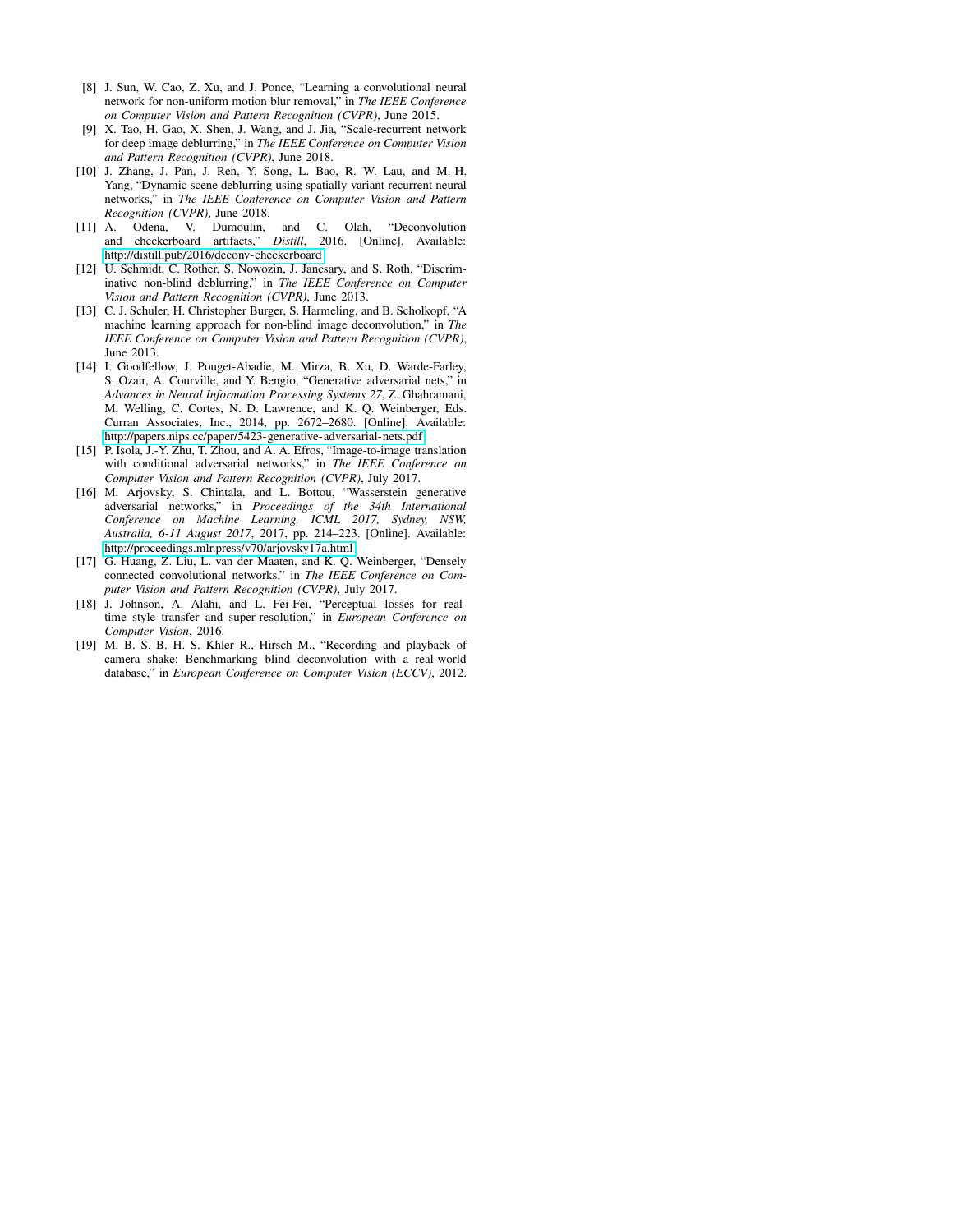[8] J. Sun, W. Cao, Z. Xu, and J. Ponce, "Learning a convolutional neural network for non-uniform motion blur removal," in *The IEEE Conference on Computer Vision and Pattern Recognition (CVPR)*, June 2015.

[9] X. Tao, H. Gao, X. Shen, J. Wang, and J. Jia, "Scale-recurrent network for deep image deblurring," in *The IEEE Conference on Computer Vision and Pattern Recognition (CVPR)*, June 2018.

[10] J. Zhang, J. Pan, J. Ren, Y. Song, L. Bao, R. W. Lau, and M.-H. Yang, "Dynamic scene deblurring using spatially variant recurrent neural networks," in *The IEEE Conference on Computer Vision and Pattern Recognition (CVPR)*, June 2018.

[11] A. Odena, V. Dumoulin, and C. Olah, "Deconvolution and checkerboard artifacts," *Distill*, 2016. [Online]. Available: http://distill.pub/2016/deconv-checkerboard

[12] U. Schmidt, C. Rother, S. Nowozin, J. Jancsary, and S. Roth, "Discriminative non-blind deblurring," in *The IEEE Conference on Computer Vision and Pattern Recognition (CVPR)*, June 2013.

[13] C. J. Schuler, H. Christopher Burger, S. Harmeling, and B. Scholkopf, "A machine learning approach for non-blind image deconvolution," in *The IEEE Conference on Computer Vision and Pattern Recognition (CVPR)*, June 2013.

[14] I. Goodfellow, J. Pouget-Abadie, M. Mirza, B. Xu, D. Warde-Farley, S. Ozair, A. Courville, and Y. Bengio, "Generative adversarial nets," in *Advances in Neural Information Processing Systems 27*, Z. Ghahramani, M. Welling, C. Cortes, N. D. Lawrence, and K. Q. Weinberger, Eds. Curran Associates, Inc., 2014, pp. 2672–2680. [Online]. Available: http://papers.nips.cc/paper/5423-generative-adversarial-nets.pdf

[15] P. Isola, J.-Y. Zhu, T. Zhou, and A. A. Efros, "Image-to-image translation with conditional adversarial networks," in *The IEEE Conference on Computer Vision and Pattern Recognition (CVPR)*, July 2017.

[16] M. Arjovsky, S. Chintala, and L. Bottou, "Wasserstein generative adversarial networks," in *Proceedings of the 34th International Conference on Machine Learning, ICML 2017, Sydney, NSW, Australia, 6-11 August 2017*, 2017, pp. 214–223. [Online]. Available: http://proceedings.mlr.press/v70/arjovsky17a.html

[17] G. Huang, Z. Liu, L. van der Maaten, and K. Q. Weinberger, "Densely connected convolutional networks," in *The IEEE Conference on Computer Vision and Pattern Recognition (CVPR)*, July 2017.

[18] J. Johnson, A. Alahi, and L. Fei-Fei, "Perceptual losses for real-time style transfer and super-resolution," in *European Conference on Computer Vision*, 2016.

[19] M. B. S. B. H. S. Khler R., Hirsch M., "Recording and playback of camera shake: Benchmarking blind deconvolution with a real-world database," in *European Conference on Computer Vision (ECCV)*, 2012.